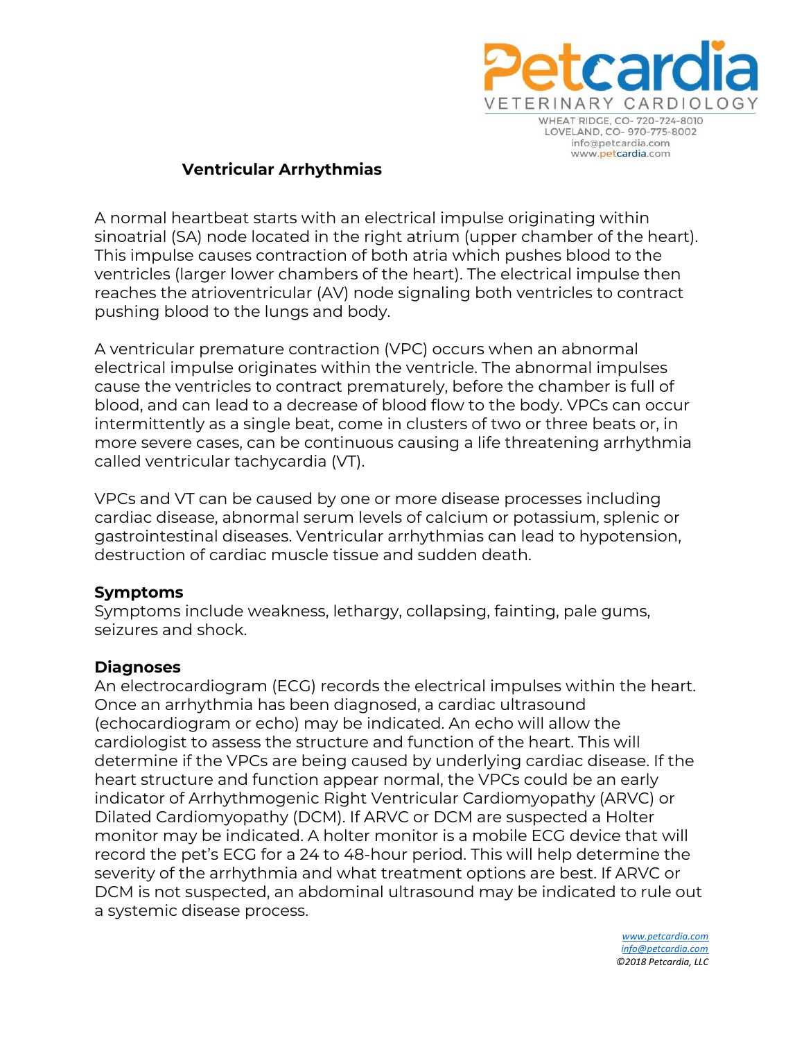Petcardia
VETERINARY CARDIOLOGY
WHEAT RIDGE, CO- 720-724-8010
LOVELAND, CO- 970-775-8002
info@petcardia.com
www.petcardia.com

# Ventricular Arrhythmias

A normal heartbeat starts with an electrical impulse originating within sinoatrial (SA) node located in the right atrium (upper chamber of the heart). This impulse causes contraction of both atria which pushes blood to the ventricles (larger lower chambers of the heart). The electrical impulse then reaches the atrioventricular (AV) node signaling both ventricles to contract pushing blood to the lungs and body.

A ventricular premature contraction (VPC) occurs when an abnormal electrical impulse originates within the ventricle. The abnormal impulses cause the ventricles to contract prematurely, before the chamber is full of blood, and can lead to a decrease of blood flow to the body. VPCs can occur intermittently as a single beat, come in clusters of two or three beats or, in more severe cases, can be continuous causing a life threatening arrhythmia called ventricular tachycardia (VT).

VPCs and VT can be caused by one or more disease processes including cardiac disease, abnormal serum levels of calcium or potassium, splenic or gastrointestinal diseases. Ventricular arrhythmias can lead to hypotension, destruction of cardiac muscle tissue and sudden death.

## Symptoms

Symptoms include weakness, lethargy, collapsing, fainting, pale gums, seizures and shock.

## Diagnoses

An electrocardiogram (ECG) records the electrical impulses within the heart. Once an arrhythmia has been diagnosed, a cardiac ultrasound (echocardiogram or echo) may be indicated. An echo will allow the cardiologist to assess the structure and function of the heart. This will determine if the VPCs are being caused by underlying cardiac disease. If the heart structure and function appear normal, the VPCs could be an early indicator of Arrhythmogenic Right Ventricular Cardiomyopathy (ARVC) or Dilated Cardiomyopathy (DCM). If ARVC or DCM are suspected a Holter monitor may be indicated. A holter monitor is a mobile ECG device that will record the pet's ECG for a 24 to 48-hour period. This will help determine the severity of the arrhythmia and what treatment options are best. If ARVC or DCM is not suspected, an abdominal ultrasound may be indicated to rule out a systemic disease process.

*www.petcardia.com*
*info@petcardia.com*
*©2018 Petcardia, LLC*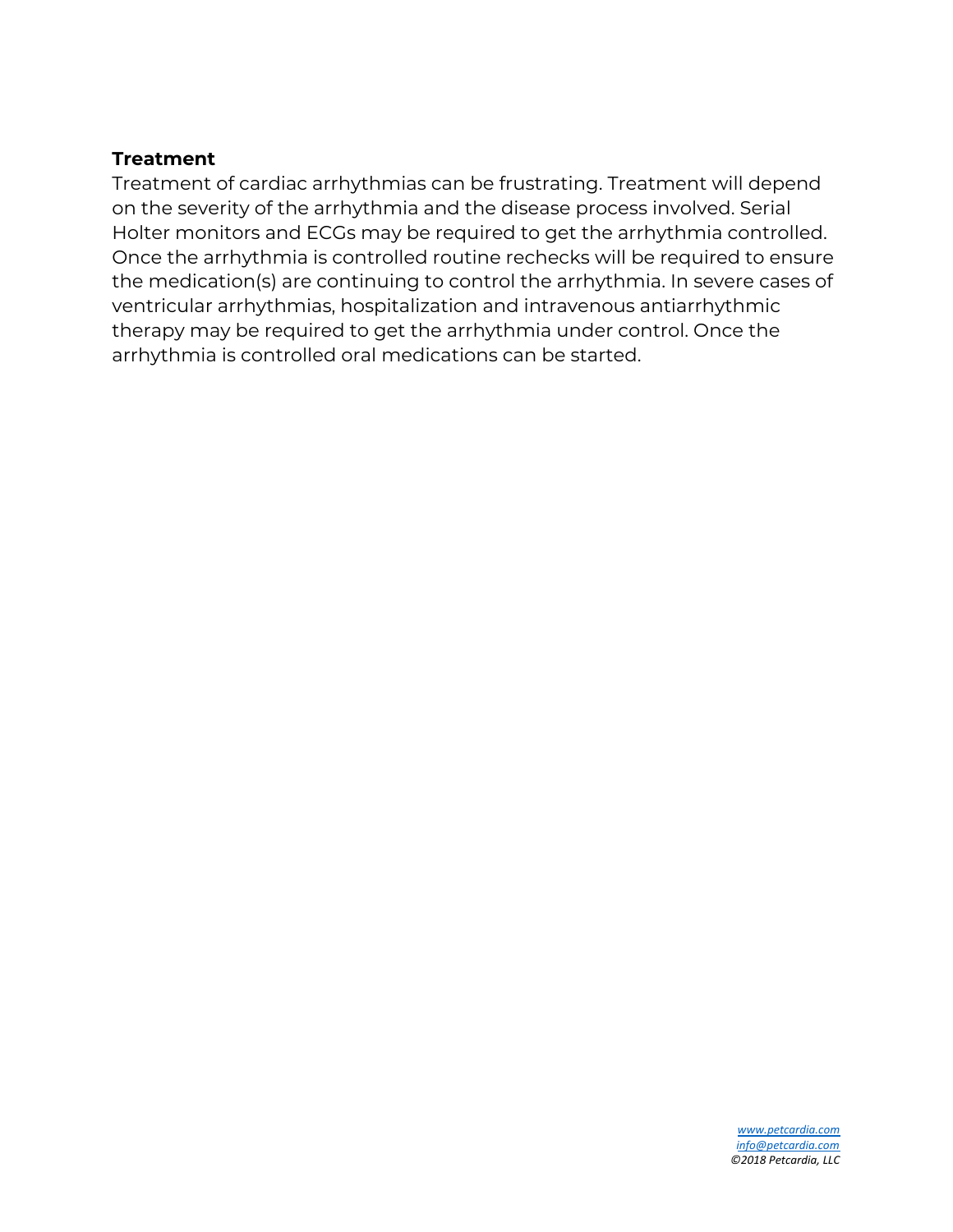**Treatment**

Treatment of cardiac arrhythmias can be frustrating. Treatment will depend on the severity of the arrhythmia and the disease process involved. Serial Holter monitors and ECGs may be required to get the arrhythmia controlled. Once the arrhythmia is controlled routine rechecks will be required to ensure the medication(s) are continuing to control the arrhythmia. In severe cases of ventricular arrhythmias, hospitalization and intravenous antiarrhythmic therapy may be required to get the arrhythmia under control. Once the arrhythmia is controlled oral medications can be started.